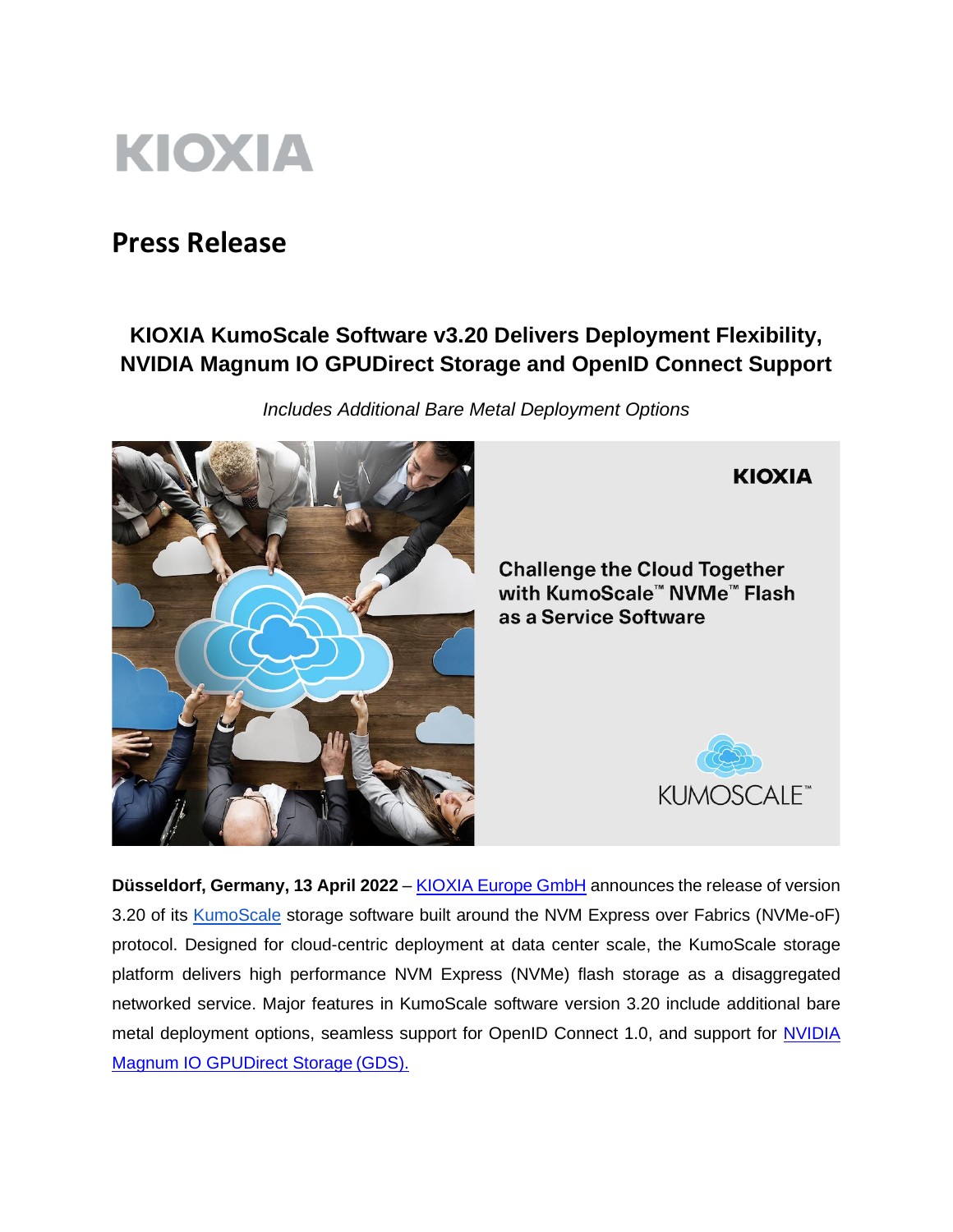KIOXIA

# Press Release

## KIOXIA KumoScale Software v3.20 Delivers Deployment Flexibility, NVIDIA Magnum IO GPUDirect Storage and OpenID Connect Support

*Includes Additional Bare Metal Deployment Options*

**Düsseldorf, Germany, 13 April 2022** – KIOXIA Europe GmbH announces the release of version 3.20 of its KumoScale storage software built around the NVM Express over Fabrics (NVMe-oF) protocol. Designed for cloud-centric deployment at data center scale, the KumoScale storage platform delivers high performance NVM Express (NVMe) flash storage as a disaggregated networked service. Major features in KumoScale software version 3.20 include additional bare metal deployment options, seamless support for OpenID Connect 1.0, and support for NVIDIA Magnum IO GPUDirect Storage (GDS).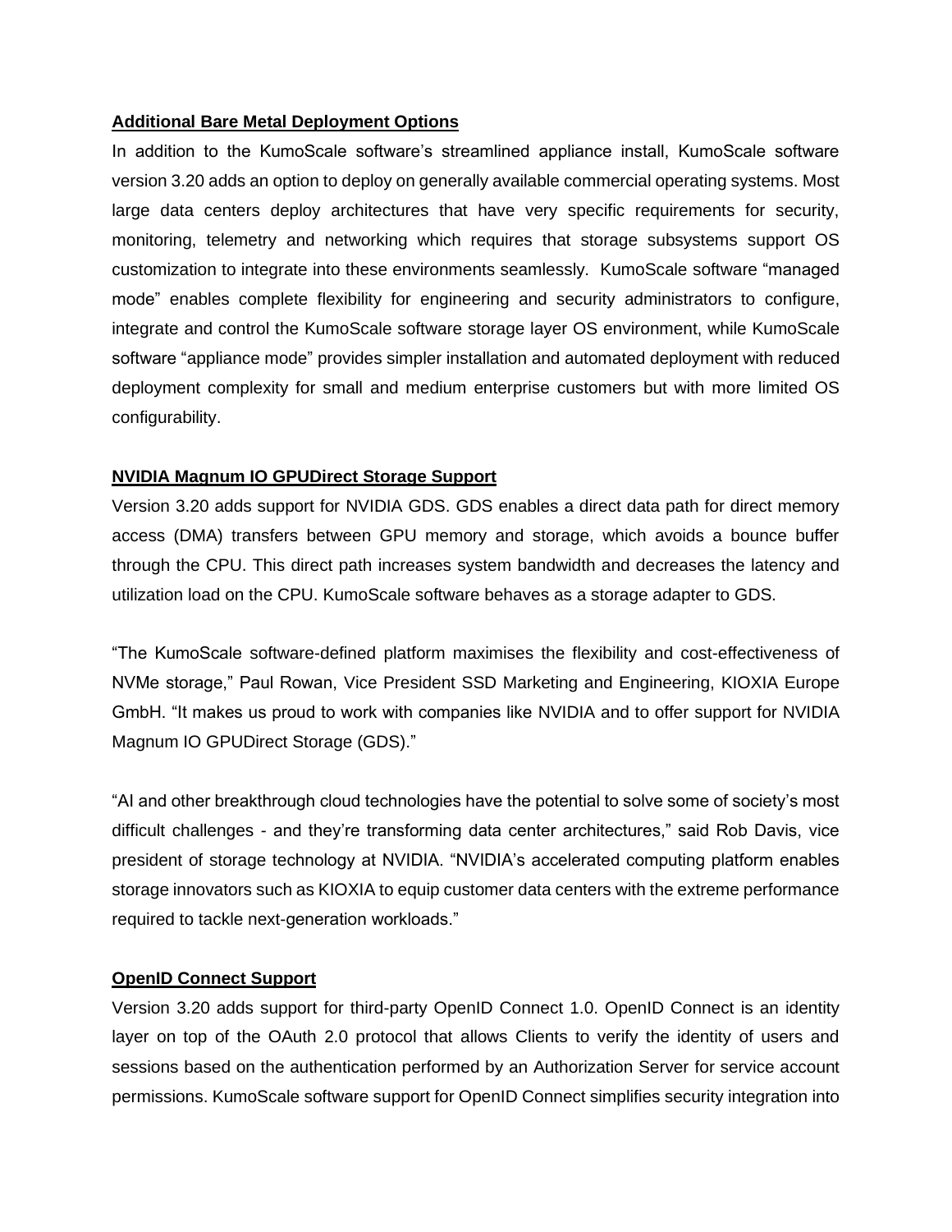**Additional Bare Metal Deployment Options**

In addition to the KumoScale software's streamlined appliance install, KumoScale software version 3.20 adds an option to deploy on generally available commercial operating systems. Most large data centers deploy architectures that have very specific requirements for security, monitoring, telemetry and networking which requires that storage subsystems support OS customization to integrate into these environments seamlessly. KumoScale software "managed mode" enables complete flexibility for engineering and security administrators to configure, integrate and control the KumoScale software storage layer OS environment, while KumoScale software "appliance mode" provides simpler installation and automated deployment with reduced deployment complexity for small and medium enterprise customers but with more limited OS configurability.

**NVIDIA Magnum IO GPUDirect Storage Support**

Version 3.20 adds support for NVIDIA GDS. GDS enables a direct data path for direct memory access (DMA) transfers between GPU memory and storage, which avoids a bounce buffer through the CPU. This direct path increases system bandwidth and decreases the latency and utilization load on the CPU. KumoScale software behaves as a storage adapter to GDS.

"The KumoScale software-defined platform maximises the flexibility and cost-effectiveness of NVMe storage," Paul Rowan, Vice President SSD Marketing and Engineering, KIOXIA Europe GmbH. "It makes us proud to work with companies like NVIDIA and to offer support for NVIDIA Magnum IO GPUDirect Storage (GDS)."

"AI and other breakthrough cloud technologies have the potential to solve some of society's most difficult challenges - and they're transforming data center architectures," said Rob Davis, vice president of storage technology at NVIDIA. "NVIDIA's accelerated computing platform enables storage innovators such as KIOXIA to equip customer data centers with the extreme performance required to tackle next-generation workloads."

**OpenID Connect Support**

Version 3.20 adds support for third-party OpenID Connect 1.0. OpenID Connect is an identity layer on top of the OAuth 2.0 protocol that allows Clients to verify the identity of users and sessions based on the authentication performed by an Authorization Server for service account permissions. KumoScale software support for OpenID Connect simplifies security integration into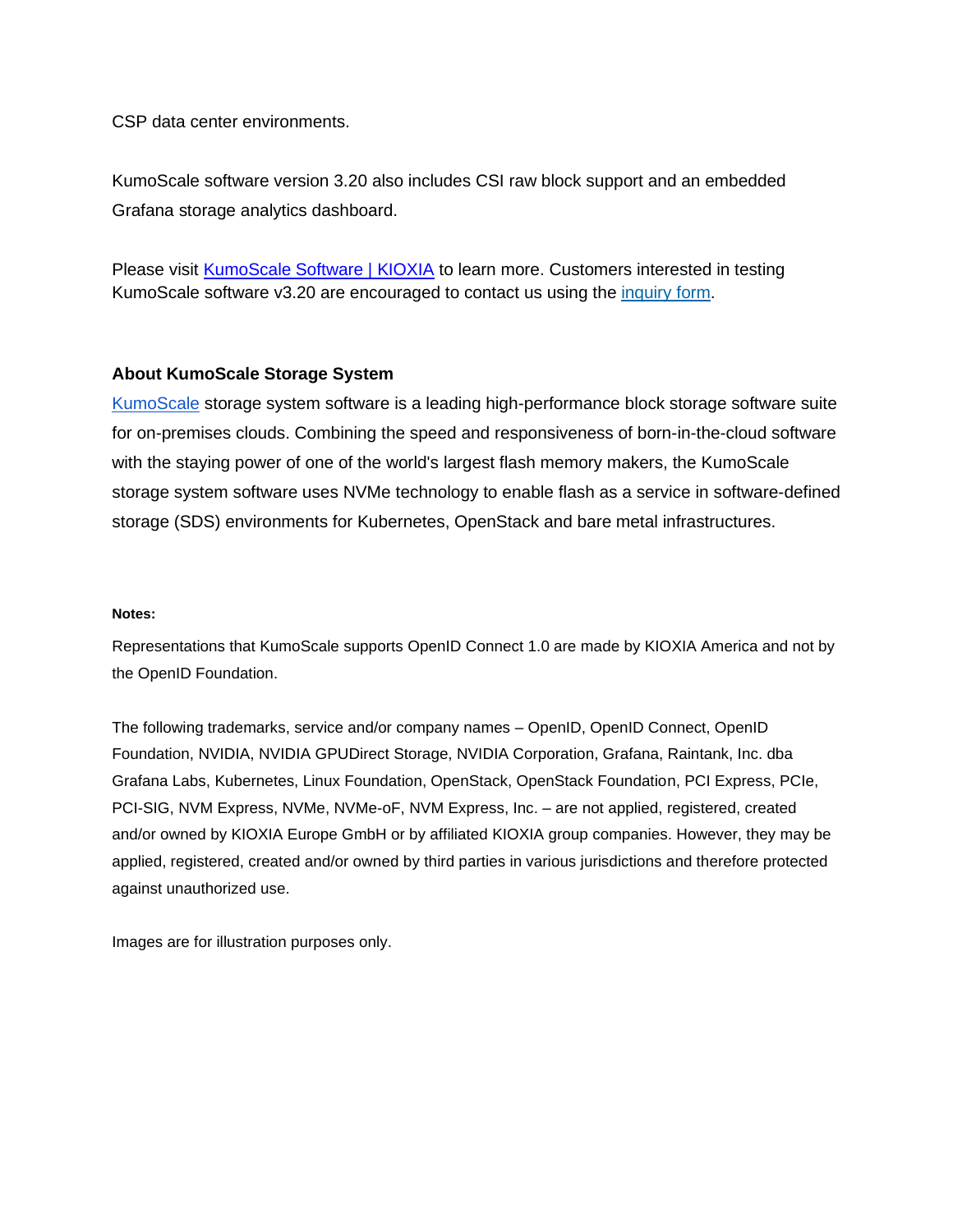CSP data center environments.

KumoScale software version 3.20 also includes CSI raw block support and an embedded Grafana storage analytics dashboard.

Please visit KumoScale Software | KIOXIA to learn more. Customers interested in testing KumoScale software v3.20 are encouraged to contact us using the inquiry form.

### About KumoScale Storage System

KumoScale storage system software is a leading high-performance block storage software suite for on-premises clouds. Combining the speed and responsiveness of born-in-the-cloud software with the staying power of one of the world's largest flash memory makers, the KumoScale storage system software uses NVMe technology to enable flash as a service in software-defined storage (SDS) environments for Kubernetes, OpenStack and bare metal infrastructures.

**Notes:**

Representations that KumoScale supports OpenID Connect 1.0 are made by KIOXIA America and not by the OpenID Foundation.

The following trademarks, service and/or company names – OpenID, OpenID Connect, OpenID Foundation, NVIDIA, NVIDIA GPUDirect Storage, NVIDIA Corporation, Grafana, Raintank, Inc. dba Grafana Labs, Kubernetes, Linux Foundation, OpenStack, OpenStack Foundation, PCI Express, PCIe, PCI-SIG, NVM Express, NVMe, NVMe-oF, NVM Express, Inc. – are not applied, registered, created and/or owned by KIOXIA Europe GmbH or by affiliated KIOXIA group companies. However, they may be applied, registered, created and/or owned by third parties in various jurisdictions and therefore protected against unauthorized use.

Images are for illustration purposes only.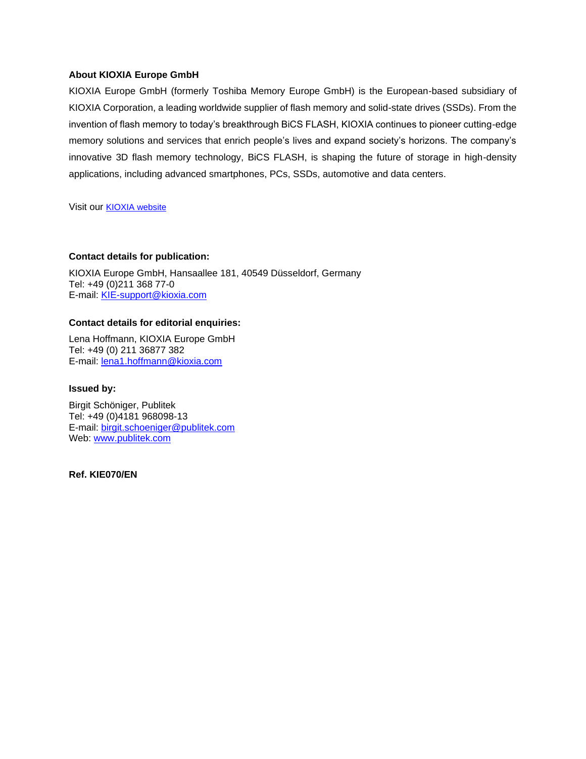**About KIOXIA Europe GmbH**

KIOXIA Europe GmbH (formerly Toshiba Memory Europe GmbH) is the European-based subsidiary of KIOXIA Corporation, a leading worldwide supplier of flash memory and solid-state drives (SSDs). From the invention of flash memory to today's breakthrough BiCS FLASH, KIOXIA continues to pioneer cutting-edge memory solutions and services that enrich people's lives and expand society's horizons. The company's innovative 3D flash memory technology, BiCS FLASH, is shaping the future of storage in high-density applications, including advanced smartphones, PCs, SSDs, automotive and data centers.

Visit our KIOXIA website

**Contact details for publication:**

KIOXIA Europe GmbH, Hansaallee 181, 40549 Düsseldorf, Germany
Tel: +49 (0)211 368 77-0
E-mail: KIE-support@kioxia.com

**Contact details for editorial enquiries:**

Lena Hoffmann, KIOXIA Europe GmbH
Tel: +49 (0) 211 36877 382
E-mail: lena1.hoffmann@kioxia.com

**Issued by:**

Birgit Schöniger, Publitek
Tel: +49 (0)4181 968098-13
E-mail: birgit.schoeniger@publitek.com
Web: www.publitek.com

**Ref. KIE070/EN**